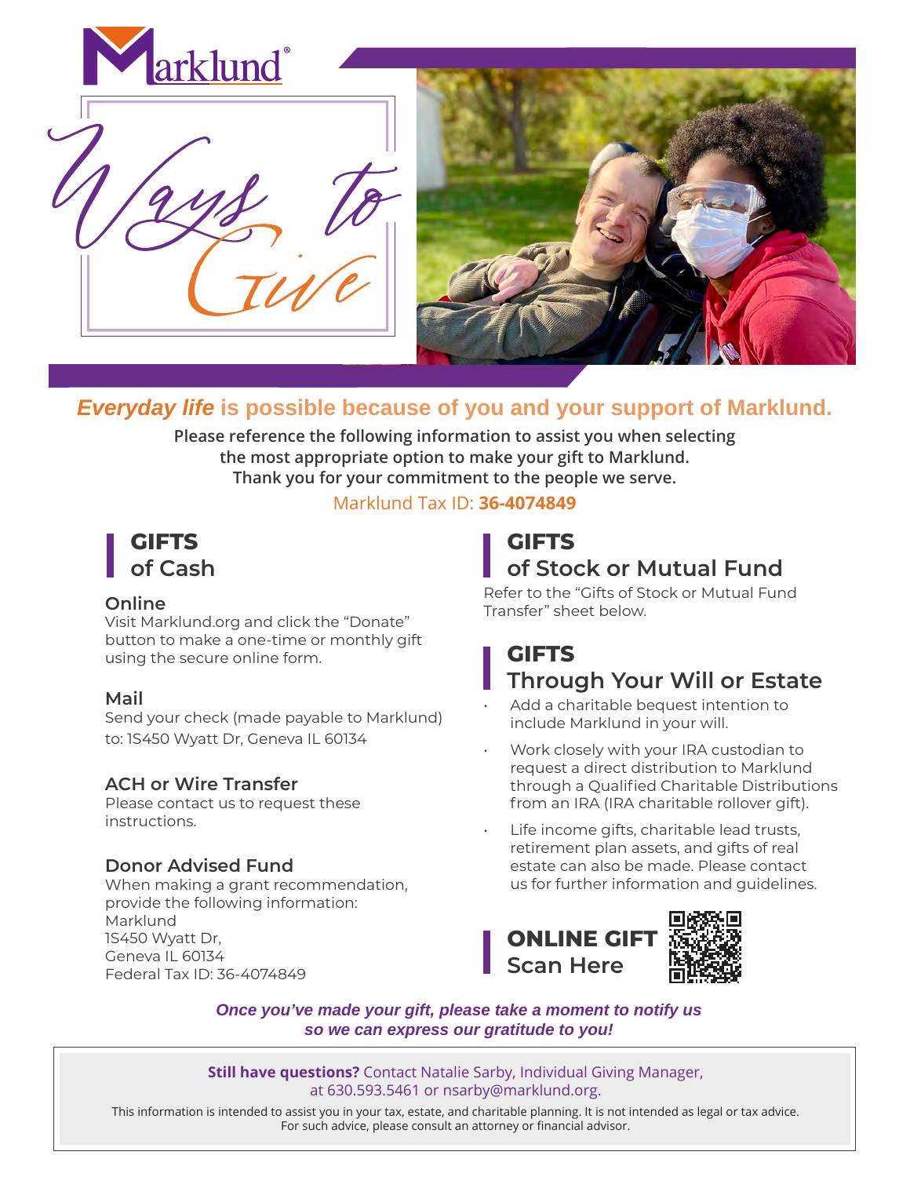Marklund®

# Ways to Give

***Everyday life* is possible because of you and your support of Marklund.**

**Please reference the following information to assist you when selecting the most appropriate option to make your gift to Marklund. Thank you for your commitment to the people we serve.**

Marklund Tax ID: **36-4074849**

## GIFTS of Cash

### Online

Visit Marklund.org and click the "Donate" button to make a one-time or monthly gift using the secure online form.

### Mail

Send your check (made payable to Marklund) to: 1S450 Wyatt Dr, Geneva IL 60134

### ACH or Wire Transfer

Please contact us to request these instructions.

### Donor Advised Fund

When making a grant recommendation, provide the following information:
Marklund
1S450 Wyatt Dr,
Geneva IL 60134
Federal Tax ID: 36-4074849

## GIFTS of Stock or Mutual Fund

Refer to the "Gifts of Stock or Mutual Fund Transfer" sheet below.

## GIFTS Through Your Will or Estate

- Add a charitable bequest intention to include Marklund in your will.
- Work closely with your IRA custodian to request a direct distribution to Marklund through a Qualified Charitable Distributions from an IRA (IRA charitable rollover gift).
- Life income gifts, charitable lead trusts, retirement plan assets, and gifts of real estate can also be made. Please contact us for further information and guidelines.

## ONLINE GIFT Scan Here

***Once you've made your gift, please take a moment to notify us so we can express our gratitude to you!***

**Still have questions?** Contact Natalie Sarby, Individual Giving Manager, at 630.593.5461 or nsarby@marklund.org.

This information is intended to assist you in your tax, estate, and charitable planning. It is not intended as legal or tax advice. For such advice, please consult an attorney or financial advisor.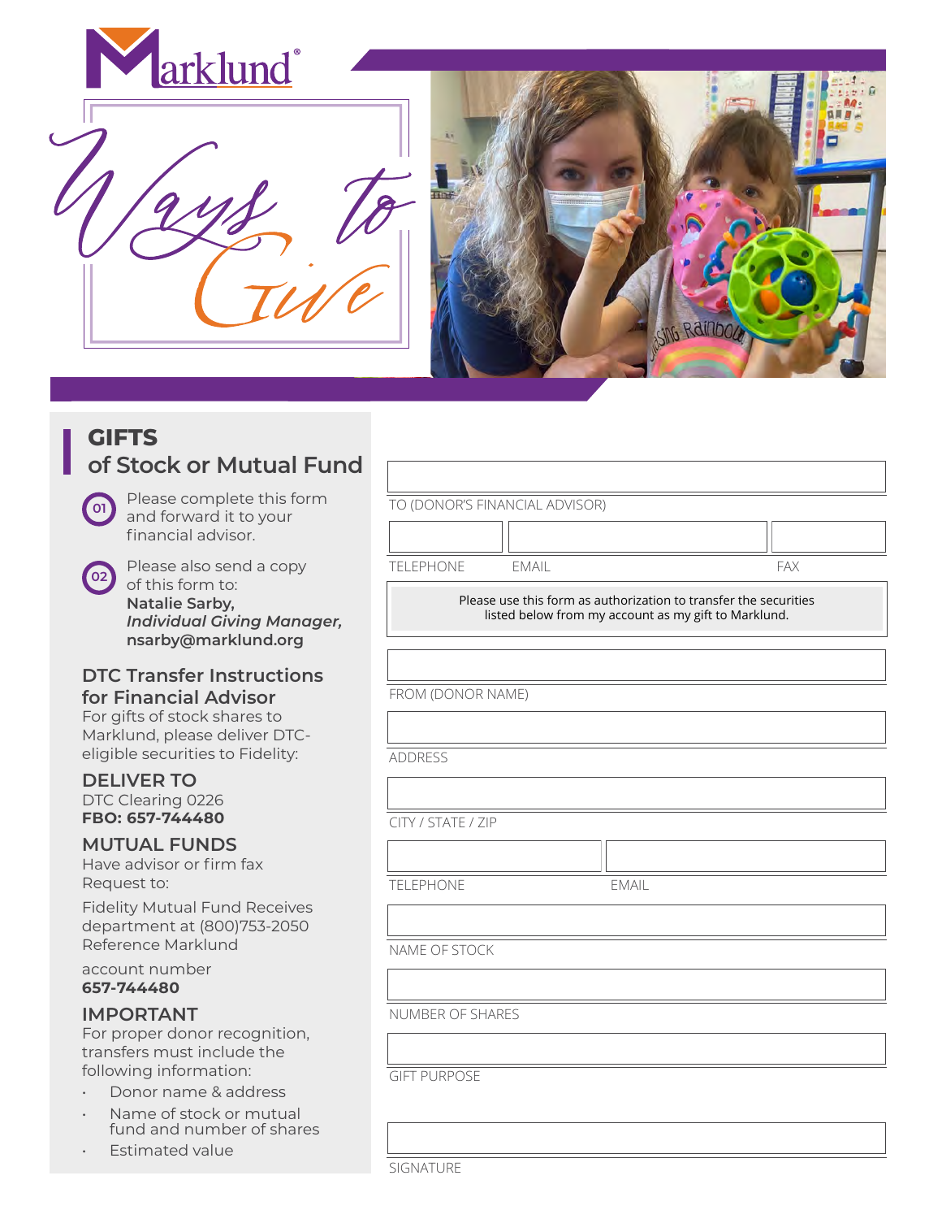Marklund®

Ways to Give

## GIFTS of Stock or Mutual Fund

01 Please complete this form and forward it to your financial advisor.

02 Please also send a copy of this form to:
**Natalie Sarby,**
***Individual Giving Manager,***
**nsarby@marklund.org**

### DTC Transfer Instructions for Financial Advisor

For gifts of stock shares to Marklund, please deliver DTC-eligible securities to Fidelity:

### DELIVER TO

DTC Clearing 0226
**FBO: 657-744480**

### MUTUAL FUNDS

Have advisor or firm fax Request to:

Fidelity Mutual Fund Receives department at (800)753-2050 Reference Marklund

account number
**657-744480**

### IMPORTANT

For proper donor recognition, transfers must include the following information:

- Donor name & address
- Name of stock or mutual fund and number of shares
- Estimated value

TO (DONOR'S FINANCIAL ADVISOR)

TELEPHONE EMAIL FAX

Please use this form as authorization to transfer the securities listed below from my account as my gift to Marklund.

FROM (DONOR NAME)

ADDRESS

CITY / STATE / ZIP

TELEPHONE EMAIL

NAME OF STOCK

NUMBER OF SHARES

GIFT PURPOSE

SIGNATURE